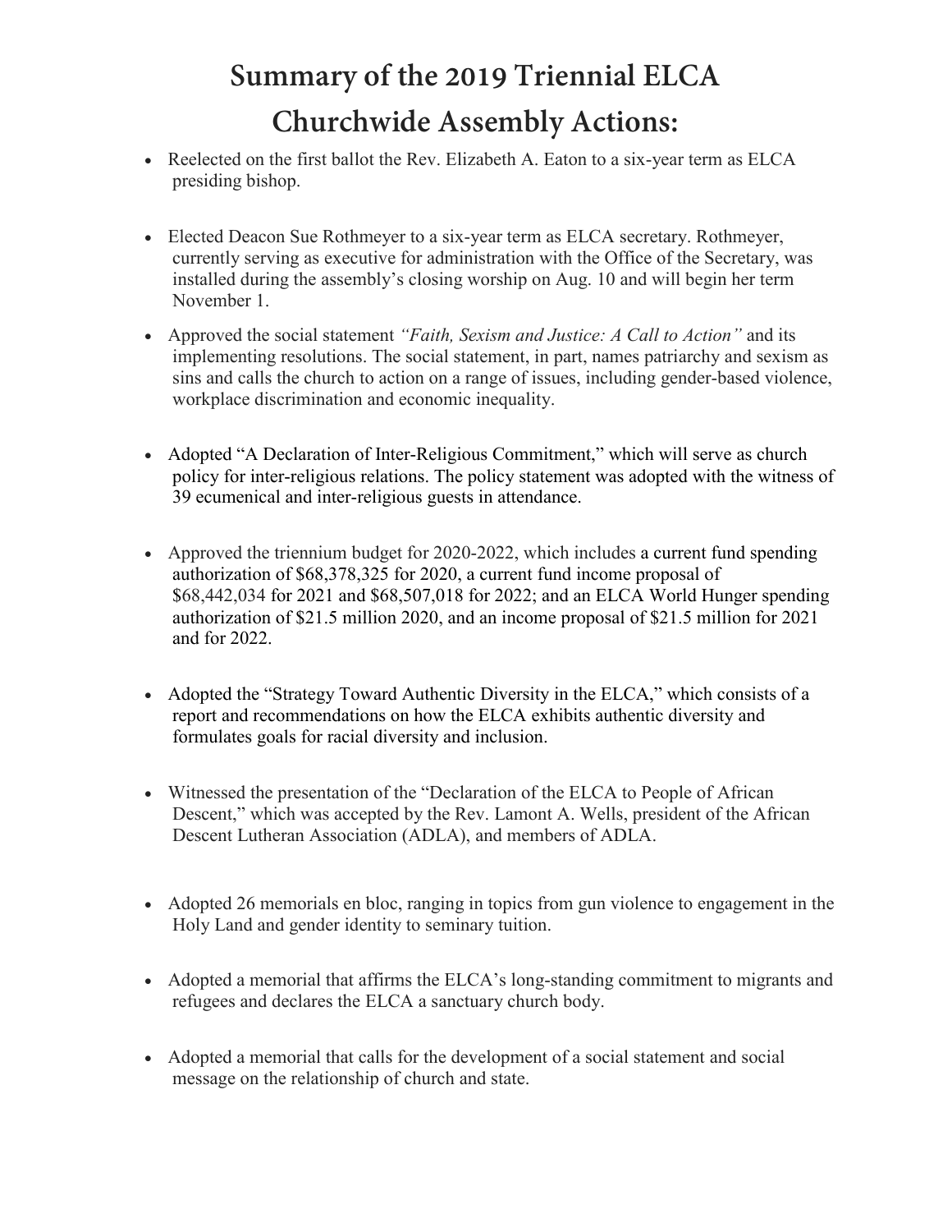# Summary of the 2019 Triennial ELCA Churchwide Assembly Actions:

- Reelected on the first ballot the Rev. Elizabeth A. Eaton to a six-year term as ELCA presiding bishop.
- Elected Deacon Sue Rothmeyer to a six-year term as ELCA secretary. Rothmeyer, currently serving as executive for administration with the Office of the Secretary, was installed during the assembly's closing worship on Aug. 10 and will begin her term November 1.
- Approved the social statement *"Faith, Sexism and Justice: A Call to Action"* and its implementing resolutions. The social statement, in part, names patriarchy and sexism as sins and calls the church to action on a range of issues, including gender-based violence, workplace discrimination and economic inequality.
- Adopted "A Declaration of Inter-Religious Commitment," which will serve as church policy for inter-religious relations. The policy statement was adopted with the witness of 39 ecumenical and inter-religious guests in attendance.
- Approved the triennium budget for 2020-2022, which includes a current fund spending authorization of $68,378,325 for 2020, a current fund income proposal of $68,442,034 for 2021 and $68,507,018 for 2022; and an ELCA World Hunger spending authorization of $21.5 million 2020, and an income proposal of $21.5 million for 2021 and for 2022.
- Adopted the "Strategy Toward Authentic Diversity in the ELCA," which consists of a report and recommendations on how the ELCA exhibits authentic diversity and formulates goals for racial diversity and inclusion.
- Witnessed the presentation of the "Declaration of the ELCA to People of African Descent," which was accepted by the Rev. Lamont A. Wells, president of the African Descent Lutheran Association (ADLA), and members of ADLA.
- Adopted 26 memorials en bloc, ranging in topics from gun violence to engagement in the Holy Land and gender identity to seminary tuition.
- Adopted a memorial that affirms the ELCA's long-standing commitment to migrants and refugees and declares the ELCA a sanctuary church body.
- Adopted a memorial that calls for the development of a social statement and social message on the relationship of church and state.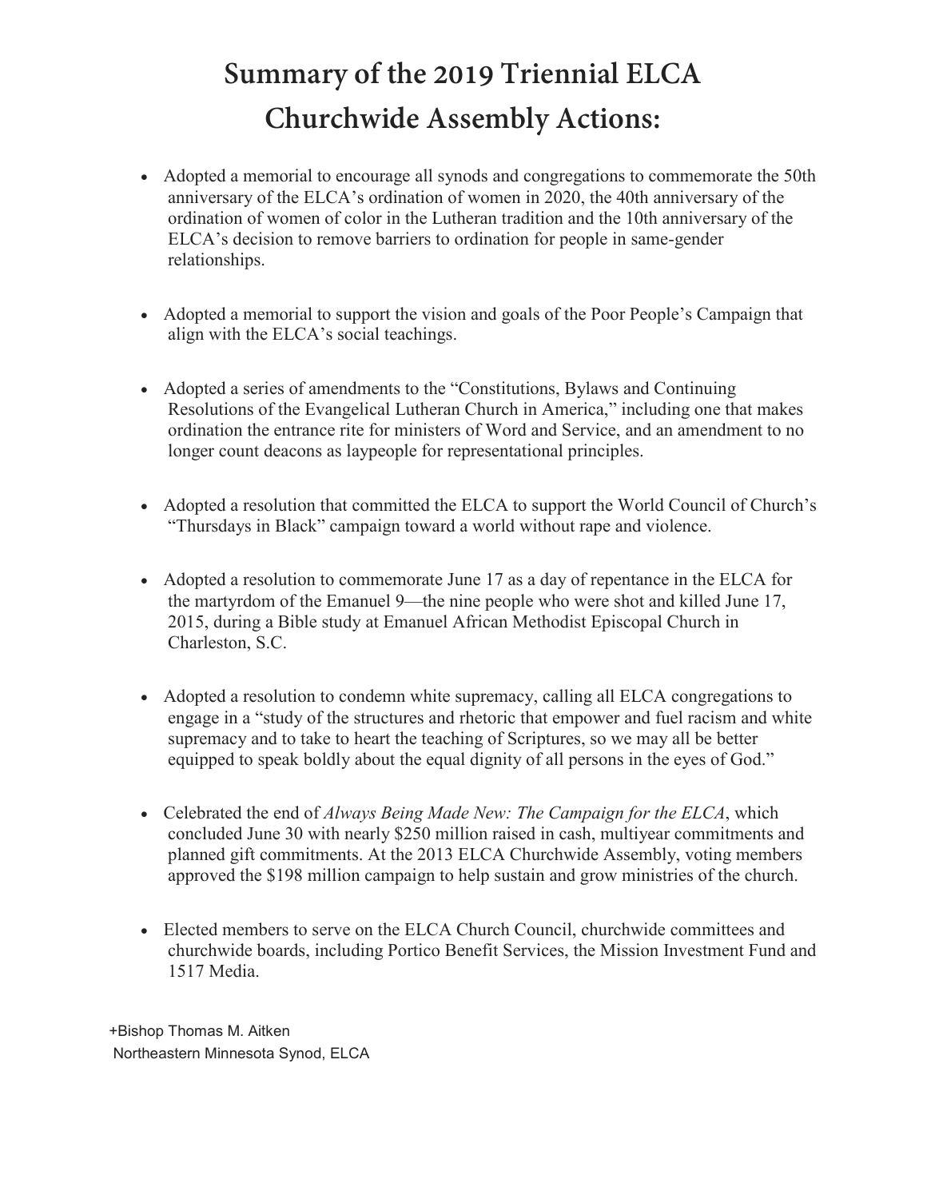# Summary of the 2019 Triennial ELCA Churchwide Assembly Actions:

- Adopted a memorial to encourage all synods and congregations to commemorate the 50th anniversary of the ELCA's ordination of women in 2020, the 40th anniversary of the ordination of women of color in the Lutheran tradition and the 10th anniversary of the ELCA's decision to remove barriers to ordination for people in same-gender relationships.

- Adopted a memorial to support the vision and goals of the Poor People's Campaign that align with the ELCA's social teachings.

- Adopted a series of amendments to the "Constitutions, Bylaws and Continuing Resolutions of the Evangelical Lutheran Church in America," including one that makes ordination the entrance rite for ministers of Word and Service, and an amendment to no longer count deacons as laypeople for representational principles.

- Adopted a resolution that committed the ELCA to support the World Council of Church's "Thursdays in Black" campaign toward a world without rape and violence.

- Adopted a resolution to commemorate June 17 as a day of repentance in the ELCA for the martyrdom of the Emanuel 9—the nine people who were shot and killed June 17, 2015, during a Bible study at Emanuel African Methodist Episcopal Church in Charleston, S.C.

- Adopted a resolution to condemn white supremacy, calling all ELCA congregations to engage in a "study of the structures and rhetoric that empower and fuel racism and white supremacy and to take to heart the teaching of Scriptures, so we may all be better equipped to speak boldly about the equal dignity of all persons in the eyes of God."

- Celebrated the end of *Always Being Made New: The Campaign for the ELCA*, which concluded June 30 with nearly $250 million raised in cash, multiyear commitments and planned gift commitments. At the 2013 ELCA Churchwide Assembly, voting members approved the $198 million campaign to help sustain and grow ministries of the church.

- Elected members to serve on the ELCA Church Council, churchwide committees and churchwide boards, including Portico Benefit Services, the Mission Investment Fund and 1517 Media.

+Bishop Thomas M. Aitken
Northeastern Minnesota Synod, ELCA